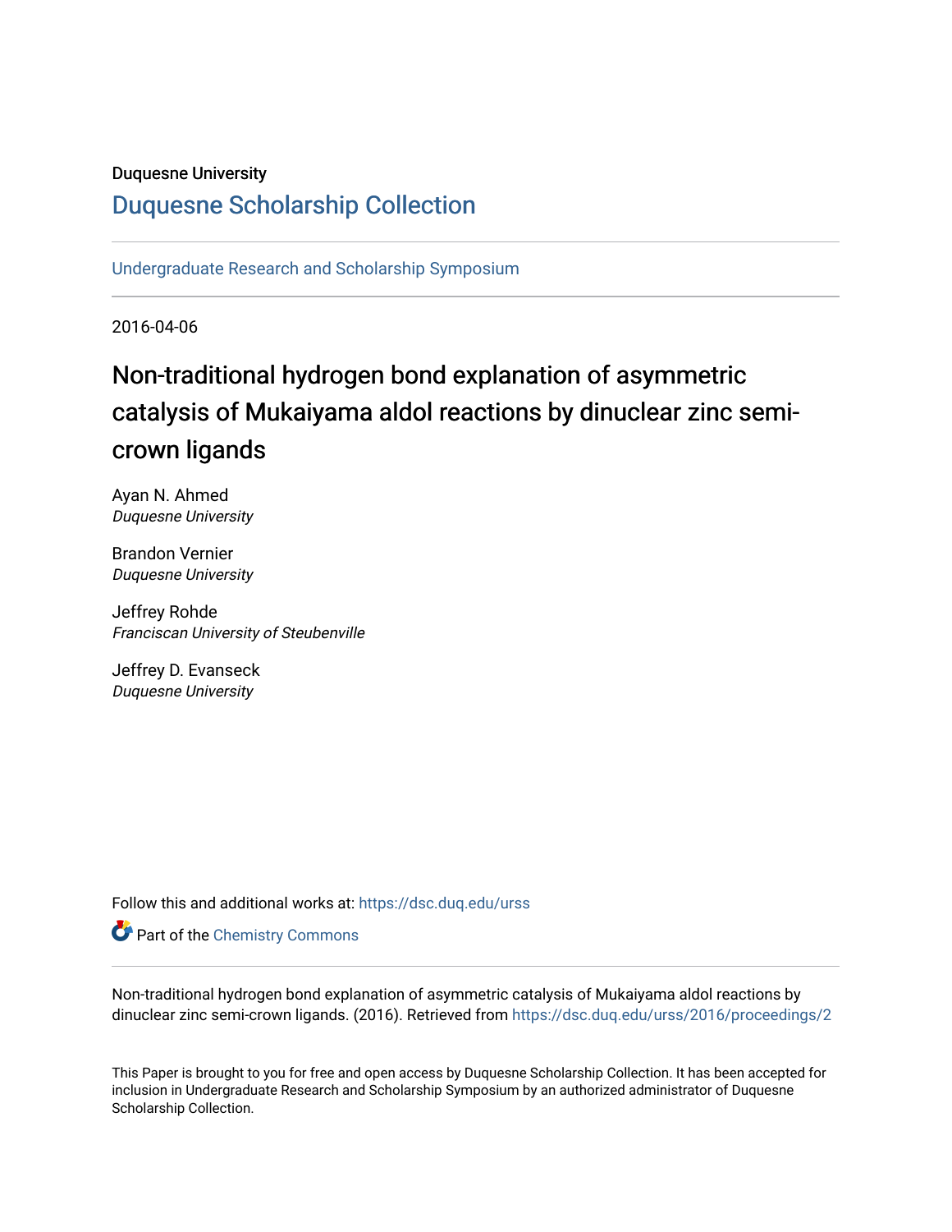Duquesne University

# Duquesne Scholarship Collection

Undergraduate Research and Scholarship Symposium

2016-04-06

# Non-traditional hydrogen bond explanation of asymmetric catalysis of Mukaiyama aldol reactions by dinuclear zinc semi-crown ligands

Ayan N. Ahmed
*Duquesne University*

Brandon Vernier
*Duquesne University*

Jeffrey Rohde
*Franciscan University of Steubenville*

Jeffrey D. Evanseck
*Duquesne University*

Follow this and additional works at: https://dsc.duq.edu/urss

Part of the Chemistry Commons

Non-traditional hydrogen bond explanation of asymmetric catalysis of Mukaiyama aldol reactions by dinuclear zinc semi-crown ligands. (2016). Retrieved from https://dsc.duq.edu/urss/2016/proceedings/2

This Paper is brought to you for free and open access by Duquesne Scholarship Collection. It has been accepted for inclusion in Undergraduate Research and Scholarship Symposium by an authorized administrator of Duquesne Scholarship Collection.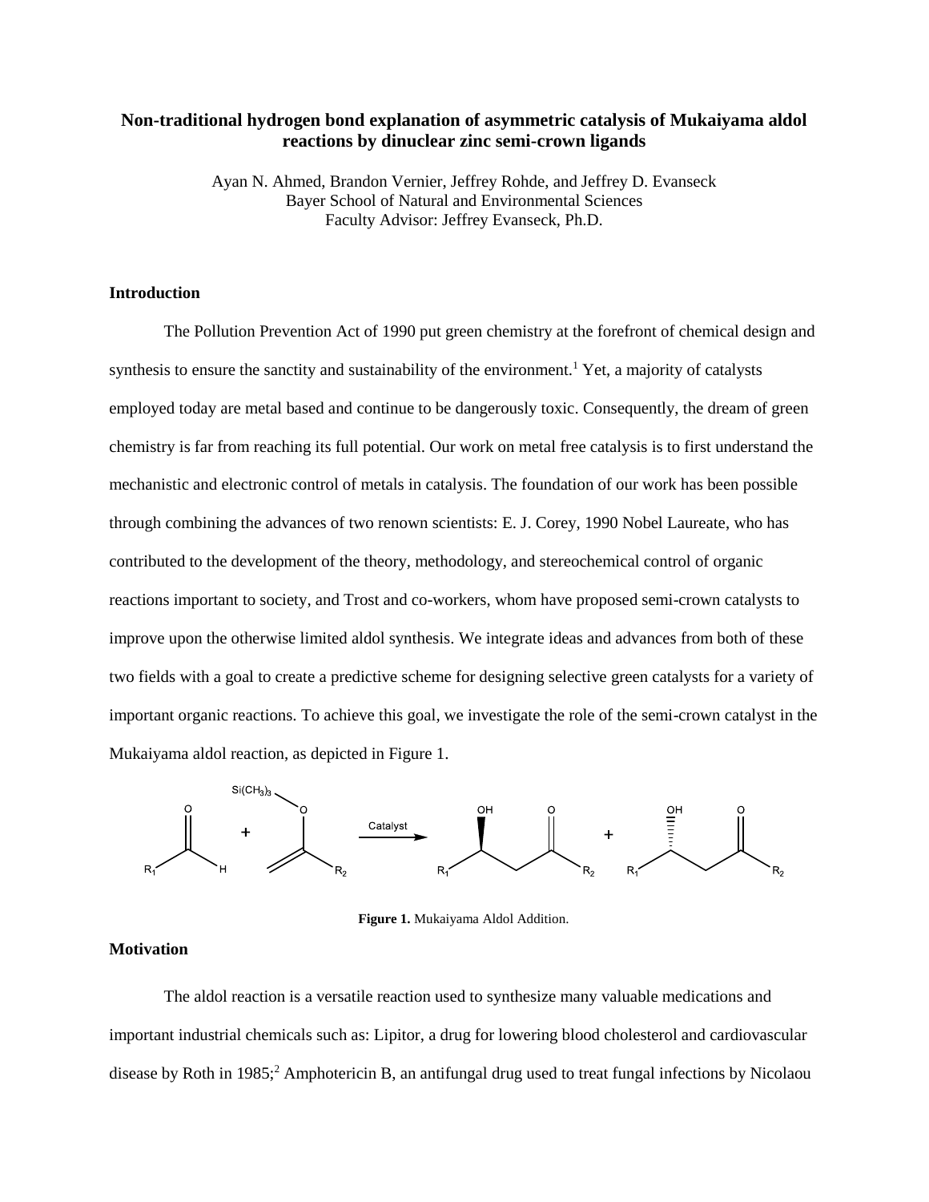# Non-traditional hydrogen bond explanation of asymmetric catalysis of Mukaiyama aldol reactions by dinuclear zinc semi-crown ligands

Ayan N. Ahmed, Brandon Vernier, Jeffrey Rohde, and Jeffrey D. Evanseck
Bayer School of Natural and Environmental Sciences
Faculty Advisor: Jeffrey Evanseck, Ph.D.

## Introduction

The Pollution Prevention Act of 1990 put green chemistry at the forefront of chemical design and synthesis to ensure the sanctity and sustainability of the environment.[1] Yet, a majority of catalysts employed today are metal based and continue to be dangerously toxic. Consequently, the dream of green chemistry is far from reaching its full potential. Our work on metal free catalysis is to first understand the mechanistic and electronic control of metals in catalysis. The foundation of our work has been possible through combining the advances of two renown scientists: E. J. Corey, 1990 Nobel Laureate, who has contributed to the development of the theory, methodology, and stereochemical control of organic reactions important to society, and Trost and co-workers, whom have proposed semi-crown catalysts to improve upon the otherwise limited aldol synthesis. We integrate ideas and advances from both of these two fields with a goal to create a predictive scheme for designing selective green catalysts for a variety of important organic reactions. To achieve this goal, we investigate the role of the semi-crown catalyst in the Mukaiyama aldol reaction, as depicted in Figure 1.

$Si(CH_3)_3$
O O OH O OH O
$R_1$ H + $R_2$ Catalyst $R_1$ $R_2$ + $R_1$ $R_2$

**Figure 1.** Mukaiyama Aldol Addition.

## Motivation

The aldol reaction is a versatile reaction used to synthesize many valuable medications and important industrial chemicals such as: Lipitor, a drug for lowering blood cholesterol and cardiovascular disease by Roth in 1985;[2] Amphotericin B, an antifungal drug used to treat fungal infections by Nicolaou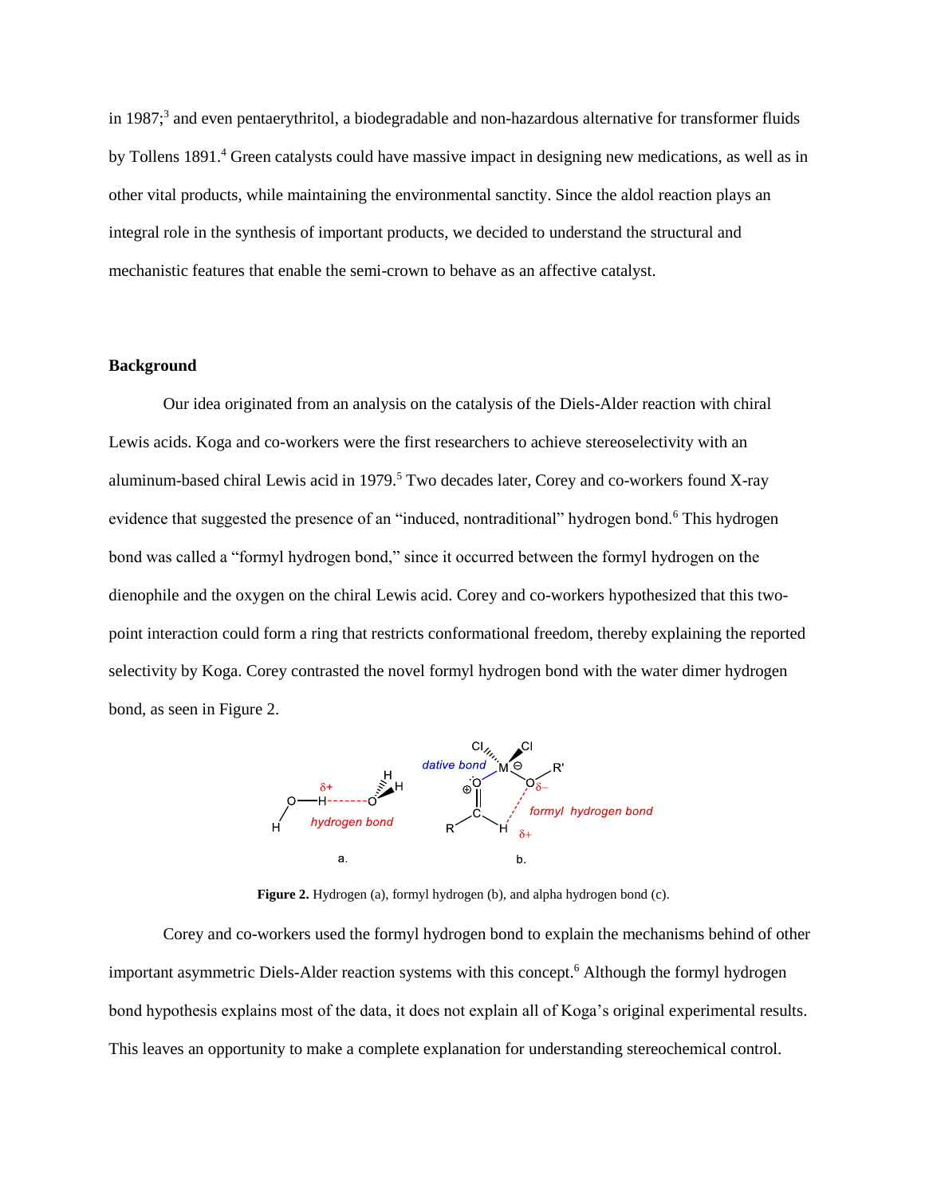in 1987;[3] and even pentaerythritol, a biodegradable and non-hazardous alternative for transformer fluids by Tollens 1891.[4] Green catalysts could have massive impact in designing new medications, as well as in other vital products, while maintaining the environmental sanctity. Since the aldol reaction plays an integral role in the synthesis of important products, we decided to understand the structural and mechanistic features that enable the semi-crown to behave as an affective catalyst.

## Background

Our idea originated from an analysis on the catalysis of the Diels-Alder reaction with chiral Lewis acids. Koga and co-workers were the first researchers to achieve stereoselectivity with an aluminum-based chiral Lewis acid in 1979.[5] Two decades later, Corey and co-workers found X-ray evidence that suggested the presence of an "induced, nontraditional" hydrogen bond.[6] This hydrogen bond was called a "formyl hydrogen bond," since it occurred between the formyl hydrogen on the dienophile and the oxygen on the chiral Lewis acid. Corey and co-workers hypothesized that this two-point interaction could form a ring that restricts conformational freedom, thereby explaining the reported selectivity by Koga. Corey contrasted the novel formyl hydrogen bond with the water dimer hydrogen bond, as seen in Figure 2.

δ+
hydrogen bond
a.

Cl Cl
dative bond
M
R'
δ−
formyl hydrogen bond
R
δ+
b.

**Figure 2.** Hydrogen (a), formyl hydrogen (b), and alpha hydrogen bond (c).

Corey and co-workers used the formyl hydrogen bond to explain the mechanisms behind of other important asymmetric Diels-Alder reaction systems with this concept.[6] Although the formyl hydrogen bond hypothesis explains most of the data, it does not explain all of Koga's original experimental results. This leaves an opportunity to make a complete explanation for understanding stereochemical control.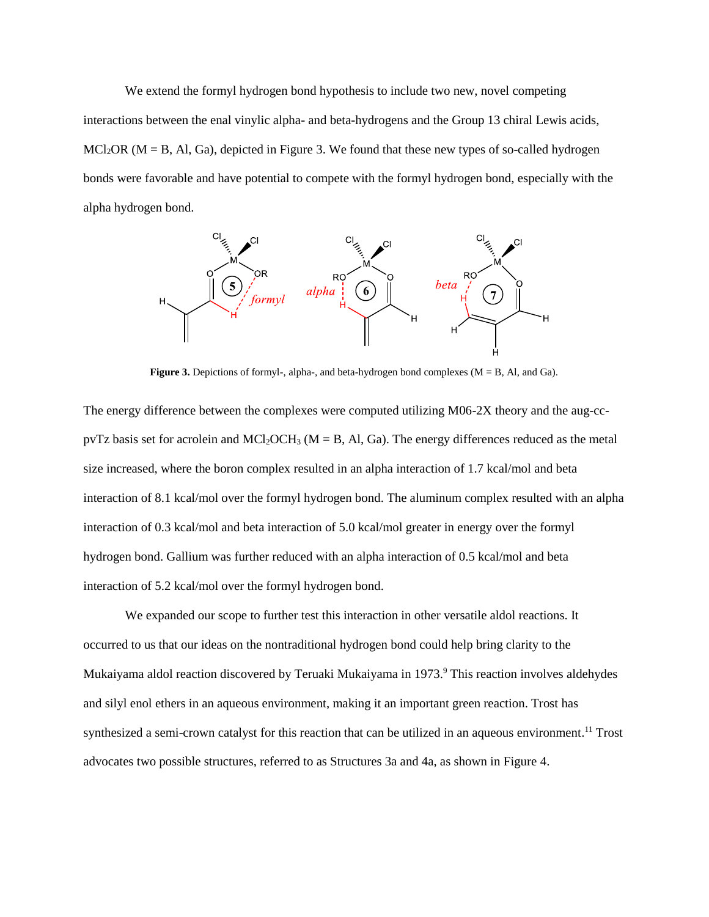We extend the formyl hydrogen bond hypothesis to include two new, novel competing interactions between the enal vinylic alpha- and beta-hydrogens and the Group 13 chiral Lewis acids, $MCl_2OR$ (M = B, Al, Ga), depicted in Figure 3. We found that these new types of so-called hydrogen bonds were favorable and have potential to compete with the formyl hydrogen bond, especially with the alpha hydrogen bond.

Cl
Cl
M
O
OR
5
H
H
formyl

Cl
Cl
M
RO
O
alpha
6
H
H

Cl
Cl
M
RO
O
beta
7
H
H
H
H

**Figure 3.** Depictions of formyl-, alpha-, and beta-hydrogen bond complexes (M = B, Al, and Ga).

The energy difference between the complexes were computed utilizing M06-2X theory and the aug-cc-pvTz basis set for acrolein and $MCl_2OCH_3$ (M = B, Al, Ga). The energy differences reduced as the metal size increased, where the boron complex resulted in an alpha interaction of 1.7 kcal/mol and beta interaction of 8.1 kcal/mol over the formyl hydrogen bond. The aluminum complex resulted with an alpha interaction of 0.3 kcal/mol and beta interaction of 5.0 kcal/mol greater in energy over the formyl hydrogen bond. Gallium was further reduced with an alpha interaction of 0.5 kcal/mol and beta interaction of 5.2 kcal/mol over the formyl hydrogen bond.

We expanded our scope to further test this interaction in other versatile aldol reactions. It occurred to us that our ideas on the nontraditional hydrogen bond could help bring clarity to the Mukaiyama aldol reaction discovered by Teruaki Mukaiyama in 1973.[9] This reaction involves aldehydes and silyl enol ethers in an aqueous environment, making it an important green reaction. Trost has synthesized a semi-crown catalyst for this reaction that can be utilized in an aqueous environment.[11] Trost advocates two possible structures, referred to as Structures 3a and 4a, as shown in Figure 4.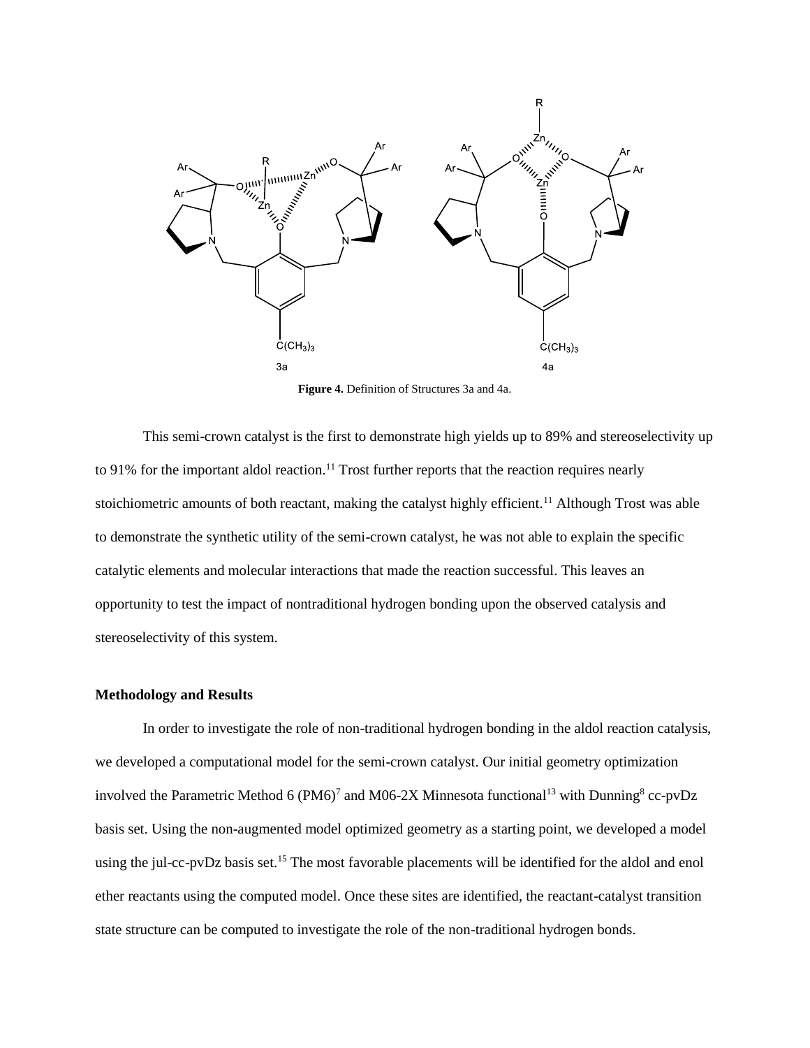**Figure 4.** Definition of Structures 3a and 4a.

This semi-crown catalyst is the first to demonstrate high yields up to 89% and stereoselectivity up to 91% for the important aldol reaction.[11] Trost further reports that the reaction requires nearly stoichiometric amounts of both reactant, making the catalyst highly efficient.[11] Although Trost was able to demonstrate the synthetic utility of the semi-crown catalyst, he was not able to explain the specific catalytic elements and molecular interactions that made the reaction successful. This leaves an opportunity to test the impact of nontraditional hydrogen bonding upon the observed catalysis and stereoselectivity of this system.

**Methodology and Results**

In order to investigate the role of non-traditional hydrogen bonding in the aldol reaction catalysis, we developed a computational model for the semi-crown catalyst. Our initial geometry optimization involved the Parametric Method 6 (PM6)[7] and M06-2X Minnesota functional[13] with Dunning[8] cc-pvDz basis set. Using the non-augmented model optimized geometry as a starting point, we developed a model using the jul-cc-pvDz basis set.[15] The most favorable placements will be identified for the aldol and enol ether reactants using the computed model. Once these sites are identified, the reactant-catalyst transition state structure can be computed to investigate the role of the non-traditional hydrogen bonds.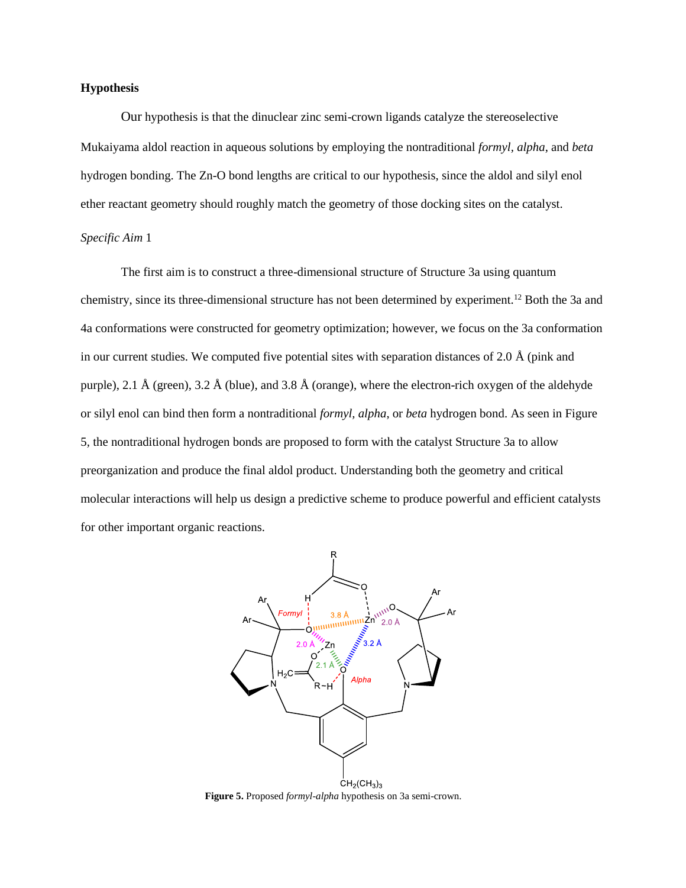**Hypothesis**

Our hypothesis is that the dinuclear zinc semi-crown ligands catalyze the stereoselective Mukaiyama aldol reaction in aqueous solutions by employing the nontraditional *formyl*, *alpha*, and *beta* hydrogen bonding. The Zn-O bond lengths are critical to our hypothesis, since the aldol and silyl enol ether reactant geometry should roughly match the geometry of those docking sites on the catalyst.

*Specific Aim* 1

The first aim is to construct a three-dimensional structure of Structure 3a using quantum chemistry, since its three-dimensional structure has not been determined by experiment.[12] Both the 3a and 4a conformations were constructed for geometry optimization; however, we focus on the 3a conformation in our current studies. We computed five potential sites with separation distances of 2.0 Å (pink and purple), 2.1 Å (green), 3.2 Å (blue), and 3.8 Å (orange), where the electron-rich oxygen of the aldehyde or silyl enol can bind then form a nontraditional *formyl, alpha*, or *beta* hydrogen bond. As seen in Figure 5, the nontraditional hydrogen bonds are proposed to form with the catalyst Structure 3a to allow preorganization and produce the final aldol product. Understanding both the geometry and critical molecular interactions will help us design a predictive scheme to produce powerful and efficient catalysts for other important organic reactions.

**Figure 5.** Proposed *formyl-alpha* hypothesis on 3a semi-crown.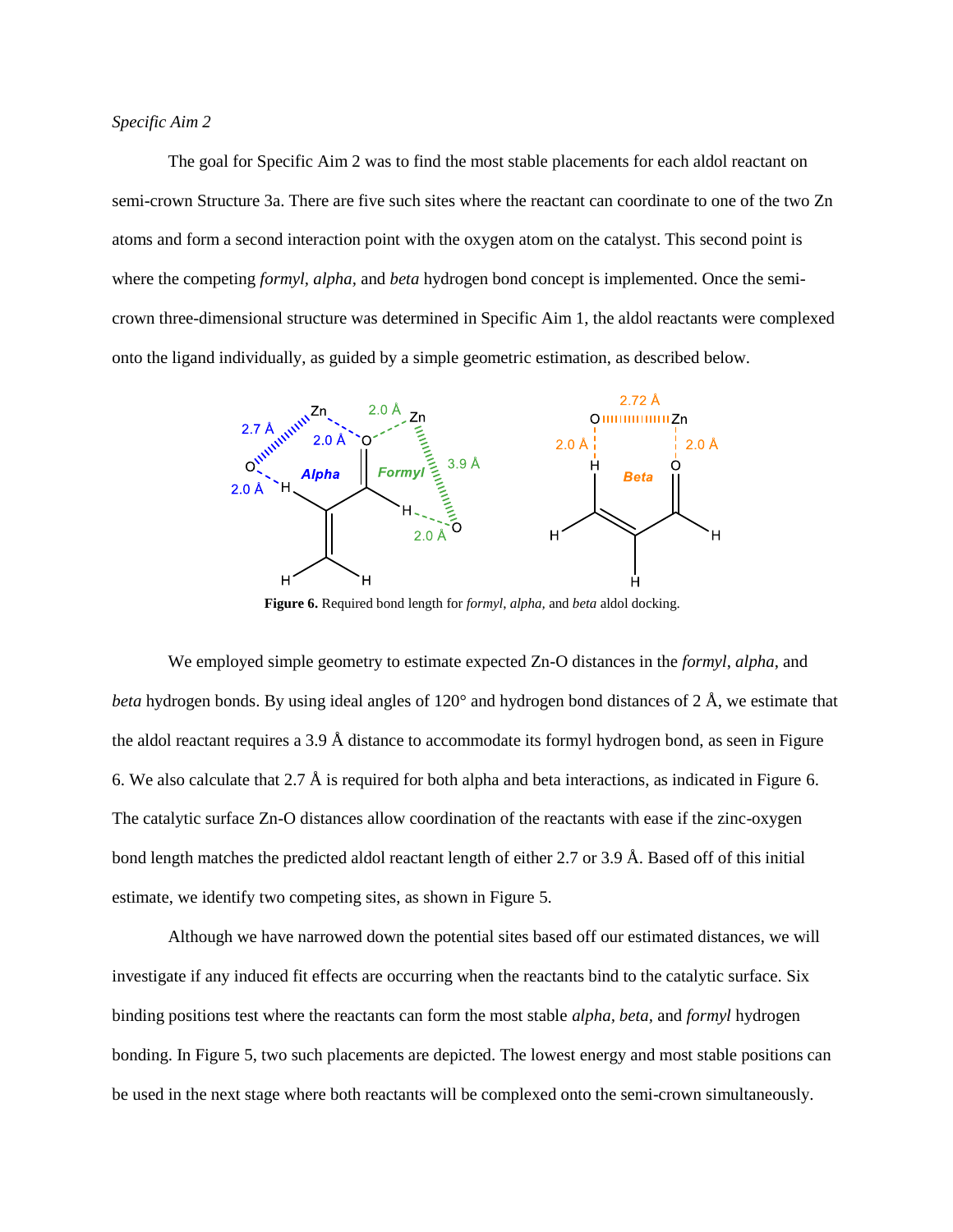*Specific Aim 2*

The goal for Specific Aim 2 was to find the most stable placements for each aldol reactant on semi-crown Structure 3a. There are five such sites where the reactant can coordinate to one of the two Zn atoms and form a second interaction point with the oxygen atom on the catalyst. This second point is where the competing *formyl*, *alpha*, and *beta* hydrogen bond concept is implemented. Once the semi-crown three-dimensional structure was determined in Specific Aim 1, the aldol reactants were complexed onto the ligand individually, as guided by a simple geometric estimation, as described below.

2.7 Å
Zn
2.0 Å
O
2.0 Å
Zn
O
Alpha
Formyl
3.9 Å
2.0 Å
H
H
O
2.0 Å
H
H

2.72 Å
O
Zn
2.0 Å
2.0 Å
H
O
Beta
H
H
H

**Figure 6.** Required bond length for *formyl*, *alpha*, and *beta* aldol docking.

We employed simple geometry to estimate expected Zn-O distances in the *formyl*, *alpha*, and *beta* hydrogen bonds. By using ideal angles of 120° and hydrogen bond distances of 2 Å, we estimate that the aldol reactant requires a 3.9 Å distance to accommodate its formyl hydrogen bond, as seen in Figure 6. We also calculate that 2.7 Å is required for both alpha and beta interactions, as indicated in Figure 6. The catalytic surface Zn-O distances allow coordination of the reactants with ease if the zinc-oxygen bond length matches the predicted aldol reactant length of either 2.7 or 3.9 Å. Based off of this initial estimate, we identify two competing sites, as shown in Figure 5.

Although we have narrowed down the potential sites based off our estimated distances, we will investigate if any induced fit effects are occurring when the reactants bind to the catalytic surface. Six binding positions test where the reactants can form the most stable *alpha*, *beta*, and *formyl* hydrogen bonding. In Figure 5, two such placements are depicted. The lowest energy and most stable positions can be used in the next stage where both reactants will be complexed onto the semi-crown simultaneously.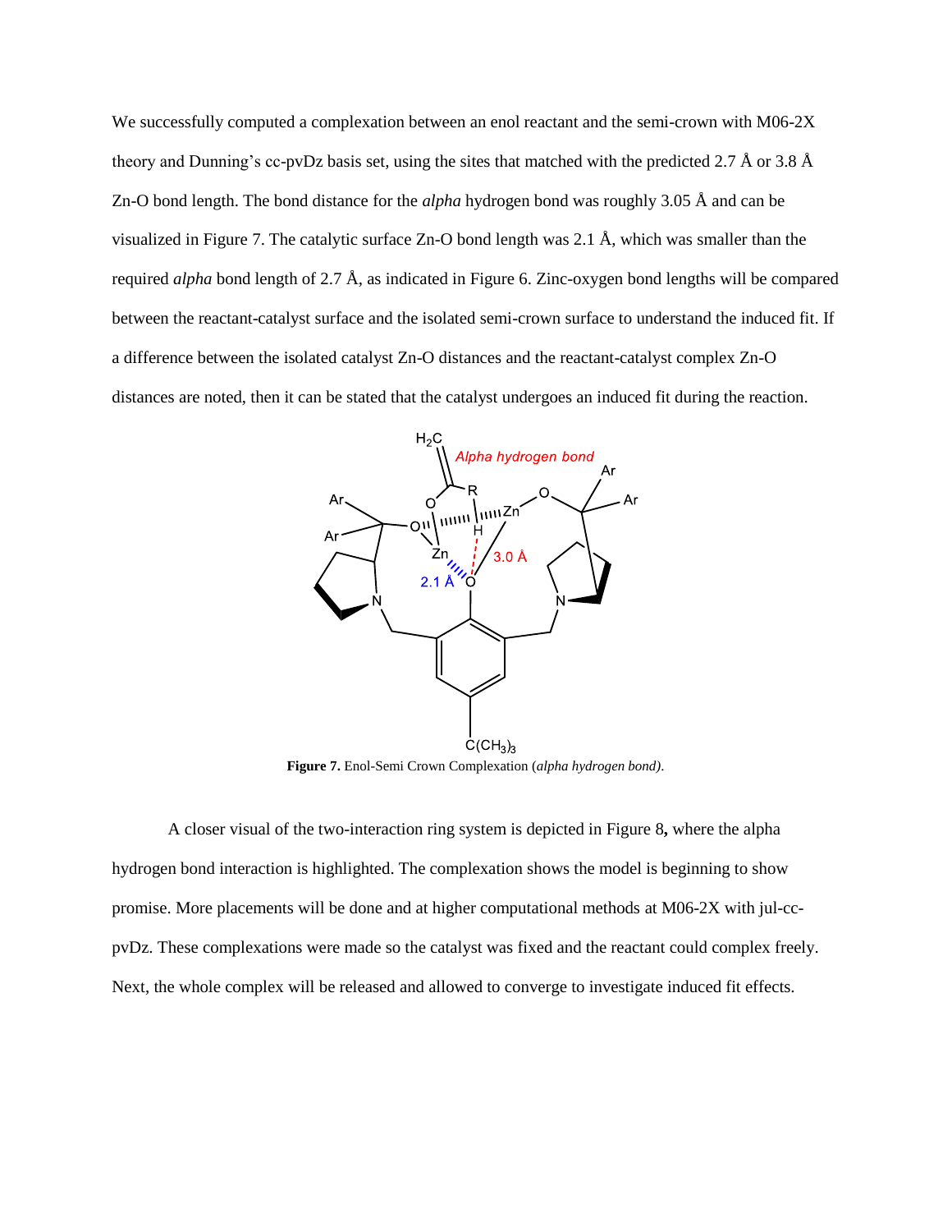We successfully computed a complexation between an enol reactant and the semi-crown with M06-2X theory and Dunning's cc-pvDz basis set, using the sites that matched with the predicted 2.7 Å or 3.8 Å Zn-O bond length. The bond distance for the *alpha* hydrogen bond was roughly 3.05 Å and can be visualized in Figure 7. The catalytic surface Zn-O bond length was 2.1 Å, which was smaller than the required *alpha* bond length of 2.7 Å, as indicated in Figure 6. Zinc-oxygen bond lengths will be compared between the reactant-catalyst surface and the isolated semi-crown surface to understand the induced fit. If a difference between the isolated catalyst Zn-O distances and the reactant-catalyst complex Zn-O distances are noted, then it can be stated that the catalyst undergoes an induced fit during the reaction.

$H_2C$

Alpha hydrogen bond

Ar

Ar

Ar

Ar

O

R

O

O

Zn

H

Zn

3.0 Å

2.1 Å

O

N

N

$C(CH_3)_3$

**Figure 7.** Enol-Semi Crown Complexation (*alpha hydrogen bond*).

A closer visual of the two-interaction ring system is depicted in Figure 8**,** where the alpha hydrogen bond interaction is highlighted. The complexation shows the model is beginning to show promise. More placements will be done and at higher computational methods at M06-2X with jul-cc-pvDz. These complexations were made so the catalyst was fixed and the reactant could complex freely. Next, the whole complex will be released and allowed to converge to investigate induced fit effects.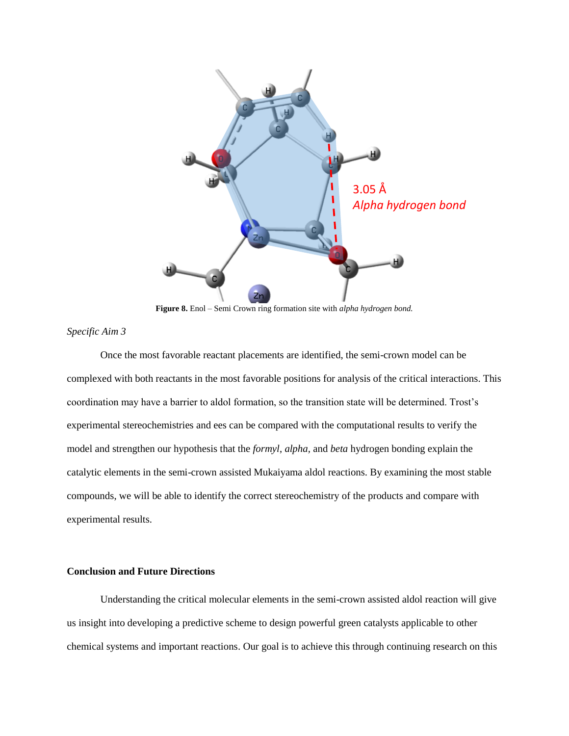**Figure 8.** Enol – Semi Crown ring formation site with *alpha hydrogen bond.*

*Specific Aim 3*

Once the most favorable reactant placements are identified, the semi-crown model can be complexed with both reactants in the most favorable positions for analysis of the critical interactions. This coordination may have a barrier to aldol formation, so the transition state will be determined. Trost's experimental stereochemistries and ees can be compared with the computational results to verify the model and strengthen our hypothesis that the *formyl*, *alpha,* and *beta* hydrogen bonding explain the catalytic elements in the semi-crown assisted Mukaiyama aldol reactions. By examining the most stable compounds, we will be able to identify the correct stereochemistry of the products and compare with experimental results.

**Conclusion and Future Directions**

Understanding the critical molecular elements in the semi-crown assisted aldol reaction will give us insight into developing a predictive scheme to design powerful green catalysts applicable to other chemical systems and important reactions. Our goal is to achieve this through continuing research on this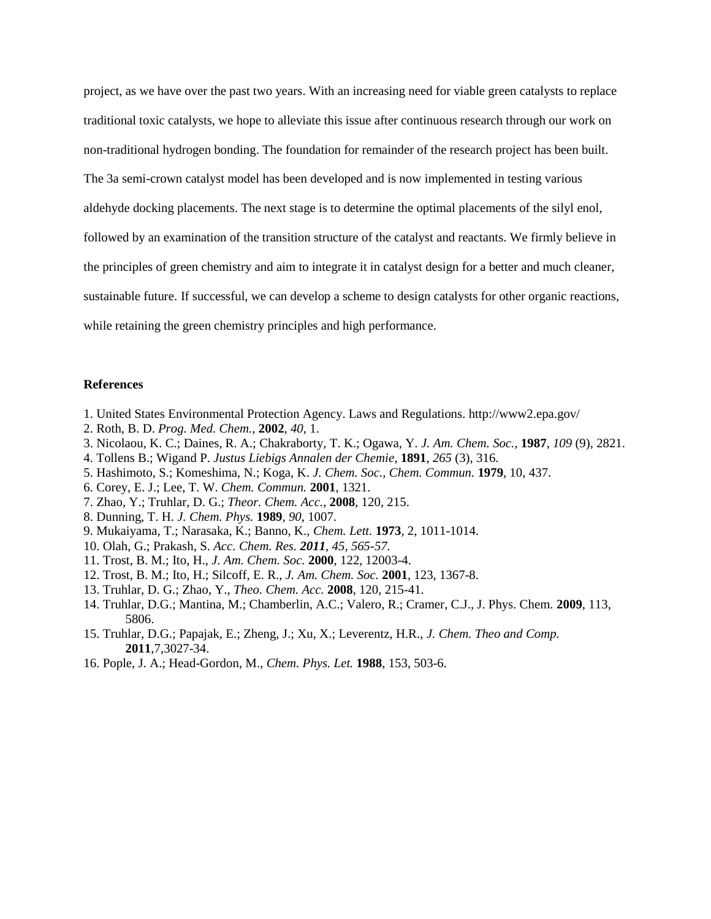project, as we have over the past two years. With an increasing need for viable green catalysts to replace traditional toxic catalysts, we hope to alleviate this issue after continuous research through our work on non-traditional hydrogen bonding. The foundation for remainder of the research project has been built. The 3a semi-crown catalyst model has been developed and is now implemented in testing various aldehyde docking placements. The next stage is to determine the optimal placements of the silyl enol, followed by an examination of the transition structure of the catalyst and reactants. We firmly believe in the principles of green chemistry and aim to integrate it in catalyst design for a better and much cleaner, sustainable future. If successful, we can develop a scheme to design catalysts for other organic reactions, while retaining the green chemistry principles and high performance.

### References

1. United States Environmental Protection Agency. Laws and Regulations. http://www2.epa.gov/
2. Roth, B. D. *Prog. Med. Chem.,* **2002**, *40*, 1.
3. Nicolaou, K. C.; Daines, R. A.; Chakraborty, T. K.; Ogawa, Y. *J. Am. Chem. Soc.,* **1987**, *109* (9), 2821.
4. Tollens B.; Wigand P. *Justus Liebigs Annalen der Chemie*, **1891**, *265* (3), 316.
5. Hashimoto, S.; Komeshima, N.; Koga, K. *J. Chem. Soc., Chem. Commun.* **1979**, 10, 437.
6. Corey, E. J.; Lee, T. W. *Chem. Commun.* **2001**, 1321.
7. Zhao, Y.; Truhlar, D. G.; *Theor. Chem. Acc.*, **2008**, 120, 215.
8. Dunning, T. H. *J. Chem. Phys.* **1989**, *90*, 1007.
9. Mukaiyama, T.; Narasaka, K.; Banno, K., *Chem. Lett.* **1973**, 2, 1011-1014.
10. Olah, G.; Prakash, S. *Acc. Chem. Res.* ***2011**, 45, 565-57.*
11. Trost, B. M.; Ito, H., *J. Am. Chem. Soc.* **2000**, 122, 12003-4.
12. Trost, B. M.; Ito, H.; Silcoff, E. R., *J. Am. Chem. Soc.* **2001**, 123, 1367-8.
13. Truhlar, D. G.; Zhao, Y., *Theo. Chem. Acc.* **2008**, 120, 215-41.
14. Truhlar, D.G.; Mantina, M.; Chamberlin, A.C.; Valero, R.; Cramer, C.J., J. Phys. Chem. **2009**, 113, 5806.
15. Truhlar, D.G.; Papajak, E.; Zheng, J.; Xu, X.; Leverentz, H.R., *J. Chem. Theo and Comp.* **2011**,7,3027-34.
16. Pople, J. A.; Head-Gordon, M., *Chem. Phys. Let.* **1988**, 153, 503-6.